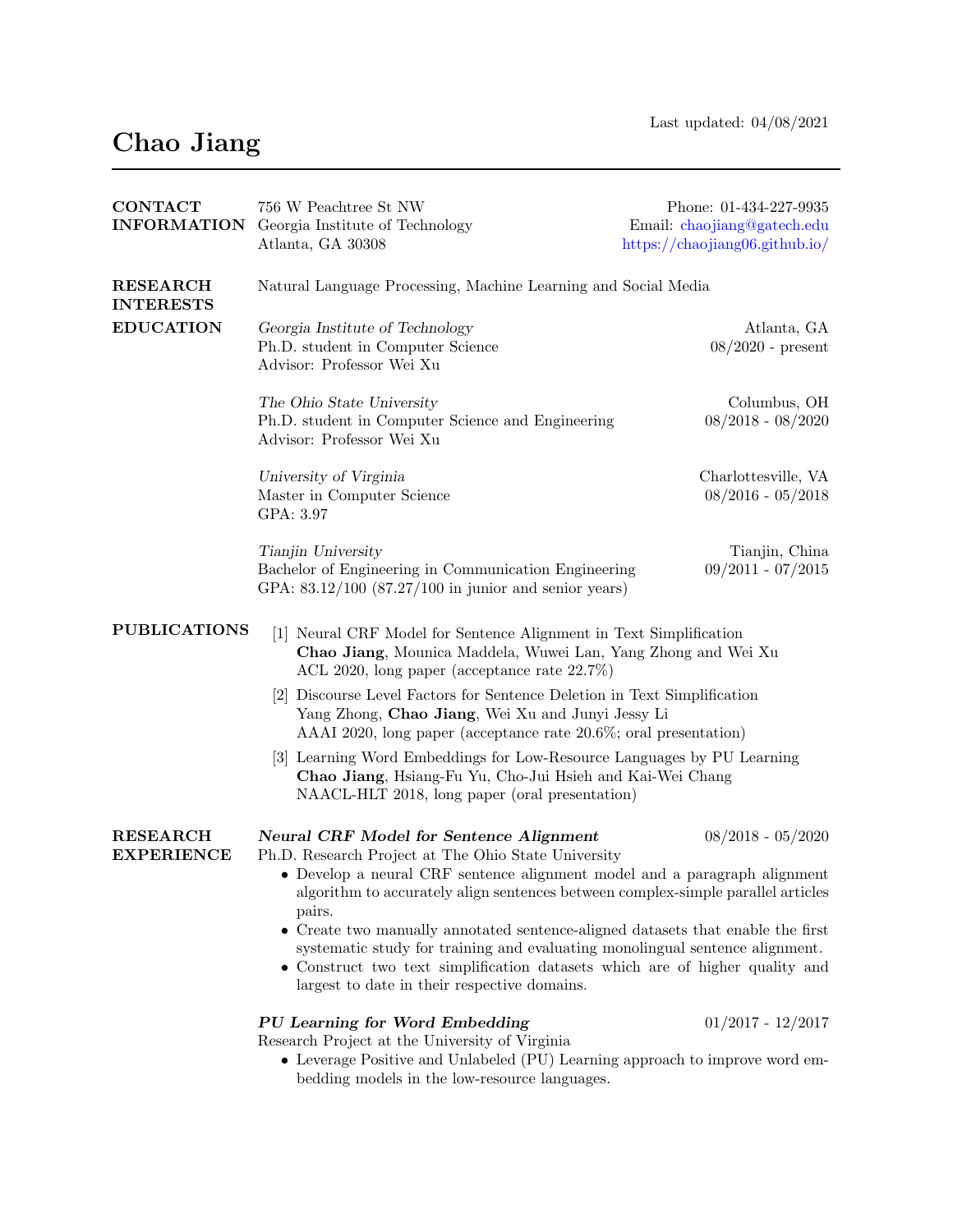Last updated: 04/08/2021

# Chao Jiang

## CONTACT INFORMATION

756 W Peachtree St NW
Georgia Institute of Technology
Atlanta, GA 30308

Phone: 01-434-227-9935
Email: chaojiang@gatech.edu
https://chaojiang06.github.io/

## RESEARCH INTERESTS

Natural Language Processing, Machine Learning and Social Media

## EDUCATION

*Georgia Institute of Technology* — Atlanta, GA
Ph.D. student in Computer Science — 08/2020 - present
Advisor: Professor Wei Xu

*The Ohio State University* — Columbus, OH
Ph.D. student in Computer Science and Engineering — 08/2018 - 08/2020
Advisor: Professor Wei Xu

*University of Virginia* — Charlottesville, VA
Master in Computer Science — 08/2016 - 05/2018
GPA: 3.97

*Tianjin University* — Tianjin, China
Bachelor of Engineering in Communication Engineering — 09/2011 - 07/2015
GPA: 83.12/100 (87.27/100 in junior and senior years)

## PUBLICATIONS

[1] Neural CRF Model for Sentence Alignment in Text Simplification
**Chao Jiang**, Mounica Maddela, Wuwei Lan, Yang Zhong and Wei Xu
ACL 2020, long paper (acceptance rate 22.7%)

[2] Discourse Level Factors for Sentence Deletion in Text Simplification
Yang Zhong, **Chao Jiang**, Wei Xu and Junyi Jessy Li
AAAI 2020, long paper (acceptance rate 20.6%; oral presentation)

[3] Learning Word Embeddings for Low-Resource Languages by PU Learning
**Chao Jiang**, Hsiang-Fu Yu, Cho-Jui Hsieh and Kai-Wei Chang
NAACL-HLT 2018, long paper (oral presentation)

## RESEARCH EXPERIENCE

***Neural CRF Model for Sentence Alignment*** — 08/2018 - 05/2020
Ph.D. Research Project at The Ohio State University

- Develop a neural CRF sentence alignment model and a paragraph alignment algorithm to accurately align sentences between complex-simple parallel articles pairs.
- Create two manually annotated sentence-aligned datasets that enable the first systematic study for training and evaluating monolingual sentence alignment.
- Construct two text simplification datasets which are of higher quality and largest to date in their respective domains.

***PU Learning for Word Embedding*** — 01/2017 - 12/2017
Research Project at the University of Virginia

- Leverage Positive and Unlabeled (PU) Learning approach to improve word embedding models in the low-resource languages.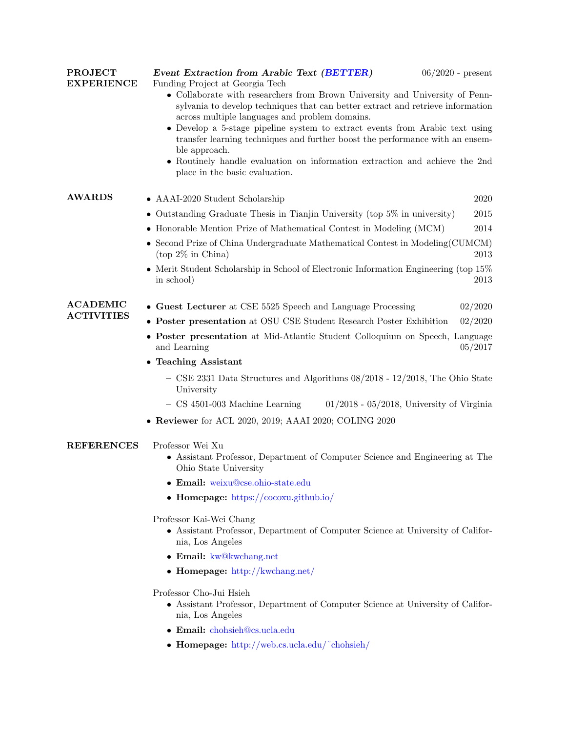## PROJECT EXPERIENCE

***Event Extraction from Arabic Text (BETTER)*** 06/2020 - present
Funding Project at Georgia Tech

- Collaborate with researchers from Brown University and University of Pennsylvania to develop techniques that can better extract and retrieve information across multiple languages and problem domains.
- Develop a 5-stage pipeline system to extract events from Arabic text using transfer learning techniques and further boost the performance with an ensemble approach.
- Routinely handle evaluation on information extraction and achieve the 2nd place in the basic evaluation.

## AWARDS

- AAAI-2020 Student Scholarship 2020
- Outstanding Graduate Thesis in Tianjin University (top 5% in university) 2015
- Honorable Mention Prize of Mathematical Contest in Modeling (MCM) 2014
- Second Prize of China Undergraduate Mathematical Contest in Modeling(CUMCM) (top 2% in China) 2013
- Merit Student Scholarship in School of Electronic Information Engineering (top 15% in school) 2013

## ACADEMIC ACTIVITIES

- **Guest Lecturer** at CSE 5525 Speech and Language Processing 02/2020
- **Poster presentation** at OSU CSE Student Research Poster Exhibition 02/2020
- **Poster presentation** at Mid-Atlantic Student Colloquium on Speech, Language and Learning 05/2017
- **Teaching Assistant**
  - CSE 2331 Data Structures and Algorithms 08/2018 - 12/2018, The Ohio State University
  - CS 4501-003 Machine Learning 01/2018 - 05/2018, University of Virginia
- **Reviewer** for ACL 2020, 2019; AAAI 2020; COLING 2020

## REFERENCES

Professor Wei Xu

- Assistant Professor, Department of Computer Science and Engineering at The Ohio State University
- **Email:** weixu@cse.ohio-state.edu
- **Homepage:** https://cocoxu.github.io/

Professor Kai-Wei Chang

- Assistant Professor, Department of Computer Science at University of California, Los Angeles
- **Email:** kw@kwchang.net
- **Homepage:** http://kwchang.net/

Professor Cho-Jui Hsieh

- Assistant Professor, Department of Computer Science at University of California, Los Angeles
- **Email:** chohsieh@cs.ucla.edu
- **Homepage:** http://web.cs.ucla.edu/~chohsieh/